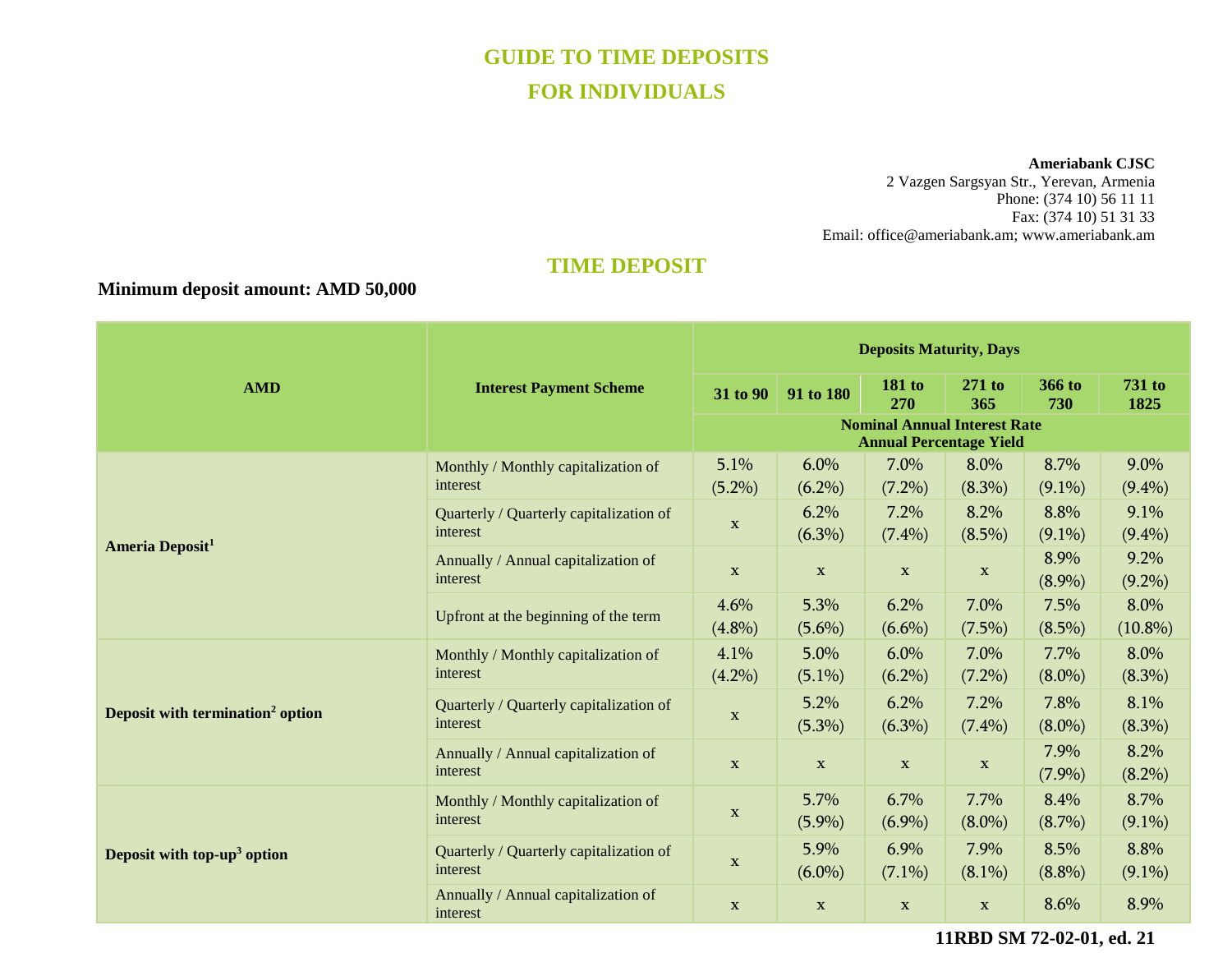# GUIDE TO TIME DEPOSITS
# FOR INDIVIDUALS

**Ameriabank CJSC**
2 Vazgen Sargsyan Str., Yerevan, Armenia
Phone: (374 10) 56 11 11
Fax: (374 10) 51 31 33
Email: office@ameriabank.am; www.ameriabank.am

## TIME DEPOSIT

**Minimum deposit amount: AMD 50,000**

| AMD | Interest Payment Scheme | Deposits Maturity, Days | | | | | |
|---|---|---|---|---|---|---|---|
| | | 31 to 90 | 91 to 180 | 181 to 270 | 271 to 365 | 366 to 730 | 731 to 1825 |
| | | Nominal Annual Interest Rate Annual Percentage Yield | | | | | |
| **Ameria Deposit[1]** | Monthly / Monthly capitalization of interest | 5.1% (5.2%) | 6.0% (6.2%) | 7.0% (7.2%) | 8.0% (8.3%) | 8.7% (9.1%) | 9.0% (9.4%) |
| | Quarterly / Quarterly capitalization of interest | x | 6.2% (6.3%) | 7.2% (7.4%) | 8.2% (8.5%) | 8.8% (9.1%) | 9.1% (9.4%) |
| | Annually / Annual capitalization of interest | x | x | x | x | 8.9% (8.9%) | 9.2% (9.2%) |
| | Upfront at the beginning of the term | 4.6% (4.8%) | 5.3% (5.6%) | 6.2% (6.6%) | 7.0% (7.5%) | 7.5% (8.5%) | 8.0% (10.8%) |
| **Deposit with termination[2] option** | Monthly / Monthly capitalization of interest | 4.1% (4.2%) | 5.0% (5.1%) | 6.0% (6.2%) | 7.0% (7.2%) | 7.7% (8.0%) | 8.0% (8.3%) |
| | Quarterly / Quarterly capitalization of interest | x | 5.2% (5.3%) | 6.2% (6.3%) | 7.2% (7.4%) | 7.8% (8.0%) | 8.1% (8.3%) |
| | Annually / Annual capitalization of interest | x | x | x | x | 7.9% (7.9%) | 8.2% (8.2%) |
| **Deposit with top-up[3] option** | Monthly / Monthly capitalization of interest | x | 5.7% (5.9%) | 6.7% (6.9%) | 7.7% (8.0%) | 8.4% (8.7%) | 8.7% (9.1%) |
| | Quarterly / Quarterly capitalization of interest | x | 5.9% (6.0%) | 6.9% (7.1%) | 7.9% (8.1%) | 8.5% (8.8%) | 8.8% (9.1%) |
| | Annually / Annual capitalization of interest | x | x | x | x | 8.6% | 8.9% |

11RBD SM 72-02-01, ed. 21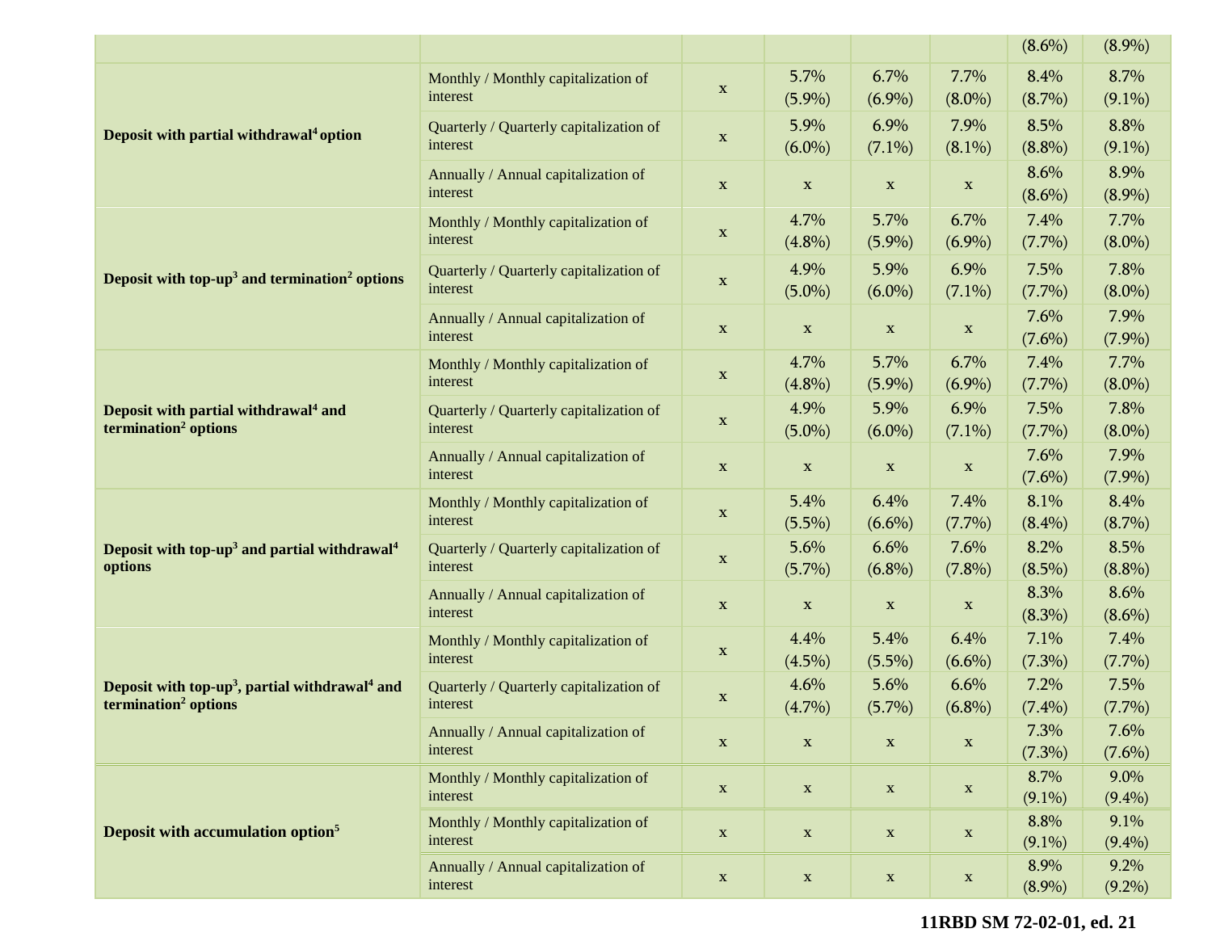| | | | | | | | |
|---|---|---|---|---|---|---|---|
| | | | | | | (8.6%) | (8.9%) |
| **Deposit with partial withdrawal[4] option** | Monthly / Monthly capitalization of interest | x | 5.7% (5.9%) | 6.7% (6.9%) | 7.7% (8.0%) | 8.4% (8.7%) | 8.7% (9.1%) |
| | Quarterly / Quarterly capitalization of interest | x | 5.9% (6.0%) | 6.9% (7.1%) | 7.9% (8.1%) | 8.5% (8.8%) | 8.8% (9.1%) |
| | Annually / Annual capitalization of interest | x | x | x | x | 8.6% (8.6%) | 8.9% (8.9%) |
| **Deposit with top-up[3] and termination[2] options** | Monthly / Monthly capitalization of interest | x | 4.7% (4.8%) | 5.7% (5.9%) | 6.7% (6.9%) | 7.4% (7.7%) | 7.7% (8.0%) |
| | Quarterly / Quarterly capitalization of interest | x | 4.9% (5.0%) | 5.9% (6.0%) | 6.9% (7.1%) | 7.5% (7.7%) | 7.8% (8.0%) |
| | Annually / Annual capitalization of interest | x | x | x | x | 7.6% (7.6%) | 7.9% (7.9%) |
| **Deposit with partial withdrawal[4] and termination[2] options** | Monthly / Monthly capitalization of interest | x | 4.7% (4.8%) | 5.7% (5.9%) | 6.7% (6.9%) | 7.4% (7.7%) | 7.7% (8.0%) |
| | Quarterly / Quarterly capitalization of interest | x | 4.9% (5.0%) | 5.9% (6.0%) | 6.9% (7.1%) | 7.5% (7.7%) | 7.8% (8.0%) |
| | Annually / Annual capitalization of interest | x | x | x | x | 7.6% (7.6%) | 7.9% (7.9%) |
| **Deposit with top-up[3] and partial withdrawal[4] options** | Monthly / Monthly capitalization of interest | x | 5.4% (5.5%) | 6.4% (6.6%) | 7.4% (7.7%) | 8.1% (8.4%) | 8.4% (8.7%) |
| | Quarterly / Quarterly capitalization of interest | x | 5.6% (5.7%) | 6.6% (6.8%) | 7.6% (7.8%) | 8.2% (8.5%) | 8.5% (8.8%) |
| | Annually / Annual capitalization of interest | x | x | x | x | 8.3% (8.3%) | 8.6% (8.6%) |
| **Deposit with top-up[3], partial withdrawal[4] and termination[2] options** | Monthly / Monthly capitalization of interest | x | 4.4% (4.5%) | 5.4% (5.5%) | 6.4% (6.6%) | 7.1% (7.3%) | 7.4% (7.7%) |
| | Quarterly / Quarterly capitalization of interest | x | 4.6% (4.7%) | 5.6% (5.7%) | 6.6% (6.8%) | 7.2% (7.4%) | 7.5% (7.7%) |
| | Annually / Annual capitalization of interest | x | x | x | x | 7.3% (7.3%) | 7.6% (7.6%) |
| **Deposit with accumulation option[5]** | Monthly / Monthly capitalization of interest | x | x | x | x | 8.7% (9.1%) | 9.0% (9.4%) |
| | Monthly / Monthly capitalization of interest | x | x | x | x | 8.8% (9.1%) | 9.1% (9.4%) |
| | Annually / Annual capitalization of interest | x | x | x | x | 8.9% (8.9%) | 9.2% (9.2%) |

**11RBD SM 72-02-01, ed. 21**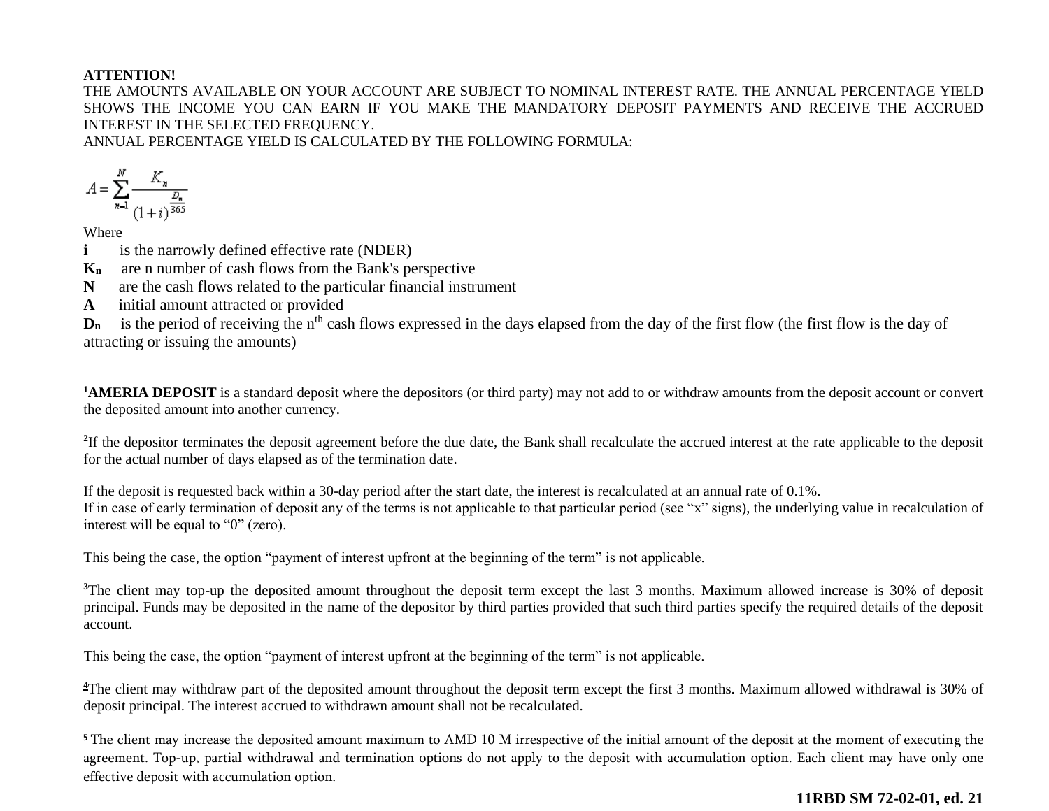**ATTENTION!**

THE AMOUNTS AVAILABLE ON YOUR ACCOUNT ARE SUBJECT TO NOMINAL INTEREST RATE. THE ANNUAL PERCENTAGE YIELD SHOWS THE INCOME YOU CAN EARN IF YOU MAKE THE MANDATORY DEPOSIT PAYMENTS AND RECEIVE THE ACCRUED INTEREST IN THE SELECTED FREQUENCY.

ANNUAL PERCENTAGE YIELD IS CALCULATED BY THE FOLLOWING FORMULA:

$$A = \sum_{n=1}^{N} \frac{K_n}{(1+i)^{\frac{D_n}{365}}}$$

Where

**i** is the narrowly defined effective rate (NDER)

**$K_n$** are n number of cash flows from the Bank's perspective

**N** are the cash flows related to the particular financial instrument

**A** initial amount attracted or provided

**$D_n$** is the period of receiving the $n^{th}$ cash flows expressed in the days elapsed from the day of the first flow (the first flow is the day of attracting or issuing the amounts)

[1]**AMERIA DEPOSIT** is a standard deposit where the depositors (or third party) may not add to or withdraw amounts from the deposit account or convert the deposited amount into another currency.

[2]If the depositor terminates the deposit agreement before the due date, the Bank shall recalculate the accrued interest at the rate applicable to the deposit for the actual number of days elapsed as of the termination date.

If the deposit is requested back within a 30-day period after the start date, the interest is recalculated at an annual rate of 0.1%.
If in case of early termination of deposit any of the terms is not applicable to that particular period (see “x” signs), the underlying value in recalculation of interest will be equal to “0” (zero).

This being the case, the option “payment of interest upfront at the beginning of the term” is not applicable.

[3]The client may top-up the deposited amount throughout the deposit term except the last 3 months. Maximum allowed increase is 30% of deposit principal. Funds may be deposited in the name of the depositor by third parties provided that such third parties specify the required details of the deposit account.

This being the case, the option “payment of interest upfront at the beginning of the term” is not applicable.

[4]The client may withdraw part of the deposited amount throughout the deposit term except the first 3 months. Maximum allowed withdrawal is 30% of deposit principal. The interest accrued to withdrawn amount shall not be recalculated.

[5] The client may increase the deposited amount maximum to AMD 10 M irrespective of the initial amount of the deposit at the moment of executing the agreement. Top-up, partial withdrawal and termination options do not apply to the deposit with accumulation option. Each client may have only one effective deposit with accumulation option.

**11RBD SM 72-02-01, ed. 21**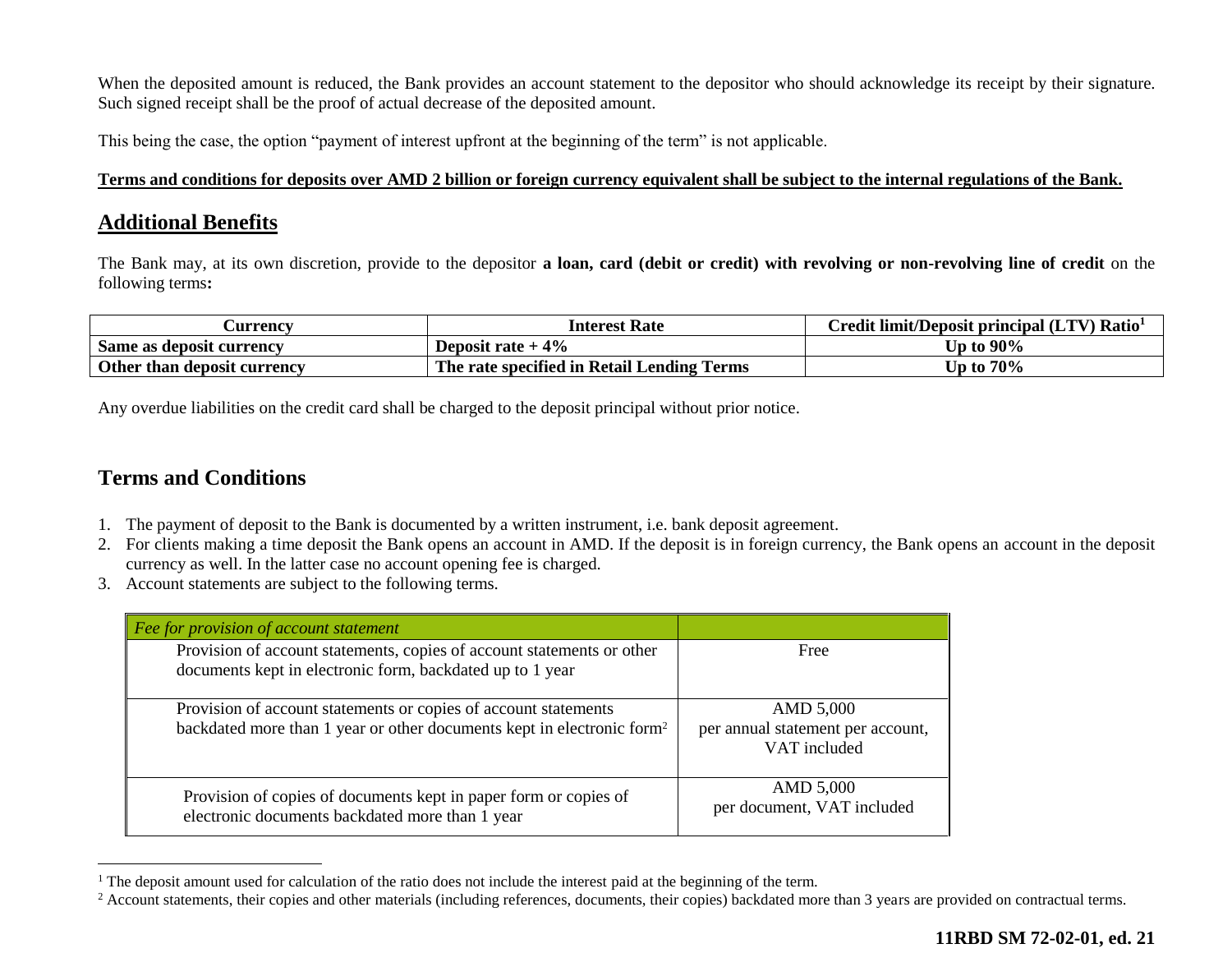When the deposited amount is reduced, the Bank provides an account statement to the depositor who should acknowledge its receipt by their signature. Such signed receipt shall be the proof of actual decrease of the deposited amount.

This being the case, the option "payment of interest upfront at the beginning of the term" is not applicable.

**Terms and conditions for deposits over AMD 2 billion or foreign currency equivalent shall be subject to the internal regulations of the Bank.**

## Additional Benefits

The Bank may, at its own discretion, provide to the depositor **a loan, card (debit or credit) with revolving or non-revolving line of credit** on the following terms**:**

| Currency | Interest Rate | Credit limit/Deposit principal (LTV) Ratio[1] |
|---|---|---|
| **Same as deposit currency** | **Deposit rate + 4%** | **Up to 90%** |
| **Other than deposit currency** | **The rate specified in Retail Lending Terms** | **Up to 70%** |

Any overdue liabilities on the credit card shall be charged to the deposit principal without prior notice.

## Terms and Conditions

1. The payment of deposit to the Bank is documented by a written instrument, i.e. bank deposit agreement.
2. For clients making a time deposit the Bank opens an account in AMD. If the deposit is in foreign currency, the Bank opens an account in the deposit currency as well. In the latter case no account opening fee is charged.
3. Account statements are subject to the following terms.

| *Fee for provision of account statement* | |
|---|---|
| Provision of account statements, copies of account statements or other documents kept in electronic form, backdated up to 1 year | Free |
| Provision of account statements or copies of account statements backdated more than 1 year or other documents kept in electronic form[2] | AMD 5,000 per annual statement per account, VAT included |
| Provision of copies of documents kept in paper form or copies of electronic documents backdated more than 1 year | AMD 5,000 per document, VAT included |

[1] The deposit amount used for calculation of the ratio does not include the interest paid at the beginning of the term.

[2] Account statements, their copies and other materials (including references, documents, their copies) backdated more than 3 years are provided on contractual terms.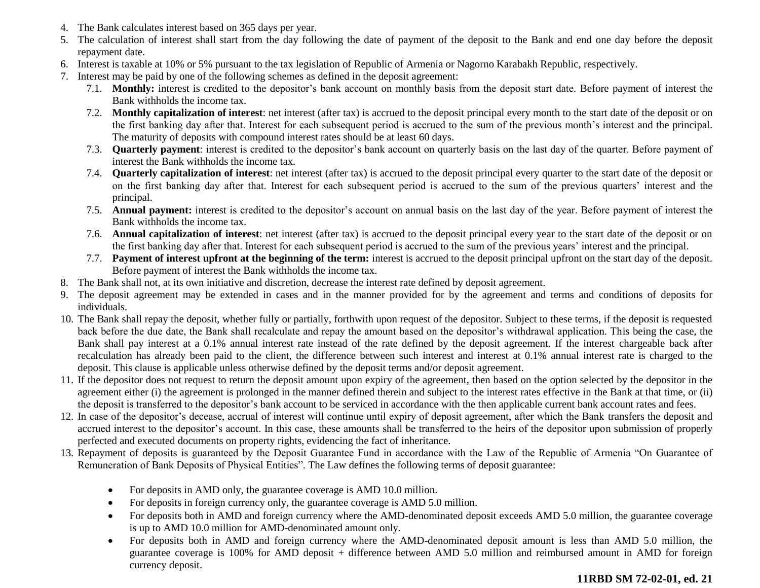4. The Bank calculates interest based on 365 days per year.
5. The calculation of interest shall start from the day following the date of payment of the deposit to the Bank and end one day before the deposit repayment date.
6. Interest is taxable at 10% or 5% pursuant to the tax legislation of Republic of Armenia or Nagorno Karabakh Republic, respectively.
7. Interest may be paid by one of the following schemes as defined in the deposit agreement:
   - 7.1. **Monthly:** interest is credited to the depositor's bank account on monthly basis from the deposit start date. Before payment of interest the Bank withholds the income tax.
   - 7.2. **Monthly capitalization of interest**: net interest (after tax) is accrued to the deposit principal every month to the start date of the deposit or on the first banking day after that. Interest for each subsequent period is accrued to the sum of the previous month's interest and the principal. The maturity of deposits with compound interest rates should be at least 60 days.
   - 7.3. **Quarterly payment**: interest is credited to the depositor's bank account on quarterly basis on the last day of the quarter. Before payment of interest the Bank withholds the income tax.
   - 7.4. **Quarterly capitalization of interest**: net interest (after tax) is accrued to the deposit principal every quarter to the start date of the deposit or on the first banking day after that. Interest for each subsequent period is accrued to the sum of the previous quarters' interest and the principal.
   - 7.5. **Annual payment:** interest is credited to the depositor's account on annual basis on the last day of the year. Before payment of interest the Bank withholds the income tax.
   - 7.6. **Annual capitalization of interest**: net interest (after tax) is accrued to the deposit principal every year to the start date of the deposit or on the first banking day after that. Interest for each subsequent period is accrued to the sum of the previous years' interest and the principal.
   - 7.7. **Payment of interest upfront at the beginning of the term:** interest is accrued to the deposit principal upfront on the start day of the deposit. Before payment of interest the Bank withholds the income tax.
8. The Bank shall not, at its own initiative and discretion, decrease the interest rate defined by deposit agreement.
9. The deposit agreement may be extended in cases and in the manner provided for by the agreement and terms and conditions of deposits for individuals.
10. The Bank shall repay the deposit, whether fully or partially, forthwith upon request of the depositor. Subject to these terms, if the deposit is requested back before the due date, the Bank shall recalculate and repay the amount based on the depositor's withdrawal application. This being the case, the Bank shall pay interest at a 0.1% annual interest rate instead of the rate defined by the deposit agreement. If the interest chargeable back after recalculation has already been paid to the client, the difference between such interest and interest at 0.1% annual interest rate is charged to the deposit. This clause is applicable unless otherwise defined by the deposit terms and/or deposit agreement.
11. If the depositor does not request to return the deposit amount upon expiry of the agreement, then based on the option selected by the depositor in the agreement either (i) the agreement is prolonged in the manner defined therein and subject to the interest rates effective in the Bank at that time, or (ii) the deposit is transferred to the depositor's bank account to be serviced in accordance with the then applicable current bank account rates and fees.
12. In case of the depositor's decease, accrual of interest will continue until expiry of deposit agreement, after which the Bank transfers the deposit and accrued interest to the depositor's account. In this case, these amounts shall be transferred to the heirs of the depositor upon submission of properly perfected and executed documents on property rights, evidencing the fact of inheritance.
13. Repayment of deposits is guaranteed by the Deposit Guarantee Fund in accordance with the Law of the Republic of Armenia "On Guarantee of Remuneration of Bank Deposits of Physical Entities". The Law defines the following terms of deposit guarantee:

    - For deposits in AMD only, the guarantee coverage is AMD 10.0 million.
    - For deposits in foreign currency only, the guarantee coverage is AMD 5.0 million.
    - For deposits both in AMD and foreign currency where the AMD-denominated deposit exceeds AMD 5.0 million, the guarantee coverage is up to AMD 10.0 million for AMD-denominated amount only.
    - For deposits both in AMD and foreign currency where the AMD-denominated deposit amount is less than AMD 5.0 million, the guarantee coverage is 100% for AMD deposit + difference between AMD 5.0 million and reimbursed amount in AMD for foreign currency deposit.

**11RBD SM 72-02-01, ed. 21**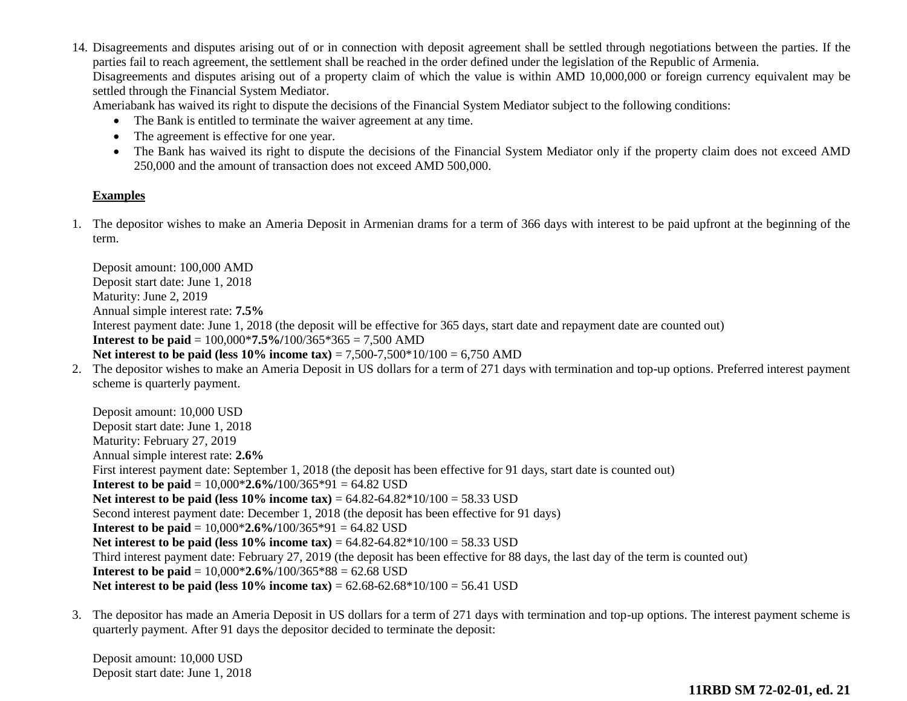14. Disagreements and disputes arising out of or in connection with deposit agreement shall be settled through negotiations between the parties. If the parties fail to reach agreement, the settlement shall be reached in the order defined under the legislation of the Republic of Armenia.
    Disagreements and disputes arising out of a property claim of which the value is within AMD 10,000,000 or foreign currency equivalent may be settled through the Financial System Mediator.
    Ameriabank has waived its right to dispute the decisions of the Financial System Mediator subject to the following conditions:
    - The Bank is entitled to terminate the waiver agreement at any time.
    - The agreement is effective for one year.
    - The Bank has waived its right to dispute the decisions of the Financial System Mediator only if the property claim does not exceed AMD 250,000 and the amount of transaction does not exceed AMD 500,000.

<u>**Examples**</u>

1. The depositor wishes to make an Ameria Deposit in Armenian drams for a term of 366 days with interest to be paid upfront at the beginning of the term.

   Deposit amount: 100,000 AMD
   Deposit start date: June 1, 2018
   Maturity: June 2, 2019
   Annual simple interest rate: **7.5%**
   Interest payment date: June 1, 2018 (the deposit will be effective for 365 days, start date and repayment date are counted out)
   **Interest to be paid** = 100,000***7.5%/**100/365*365 = 7,500 AMD
   **Net interest to be paid (less 10% income tax)** = 7,500-7,500*10/100 = 6,750 AMD

2. The depositor wishes to make an Ameria Deposit in US dollars for a term of 271 days with termination and top-up options. Preferred interest payment scheme is quarterly payment.

   Deposit amount: 10,000 USD
   Deposit start date: June 1, 2018
   Maturity: February 27, 2019
   Annual simple interest rate: **2.6%**
   First interest payment date: September 1, 2018 (the deposit has been effective for 91 days, start date is counted out)
   **Interest to be paid** = 10,000***2.6%/**100/365*91 = 64.82 USD
   **Net interest to be paid (less 10% income tax)** = 64.82-64.82*10/100 = 58.33 USD
   Second interest payment date: December 1, 2018 (the deposit has been effective for 91 days)
   **Interest to be paid** = 10,000***2.6%/**100/365*91 = 64.82 USD
   **Net interest to be paid (less 10% income tax)** = 64.82-64.82*10/100 = 58.33 USD
   Third interest payment date: February 27, 2019 (the deposit has been effective for 88 days, the last day of the term is counted out)
   **Interest to be paid** = 10,000***2.6%**/100/365*88 = 62.68 USD
   **Net interest to be paid (less 10% income tax)** = 62.68-62.68*10/100 = 56.41 USD

3. The depositor has made an Ameria Deposit in US dollars for a term of 271 days with termination and top-up options. The interest payment scheme is quarterly payment. After 91 days the depositor decided to terminate the deposit:

   Deposit amount: 10,000 USD
   Deposit start date: June 1, 2018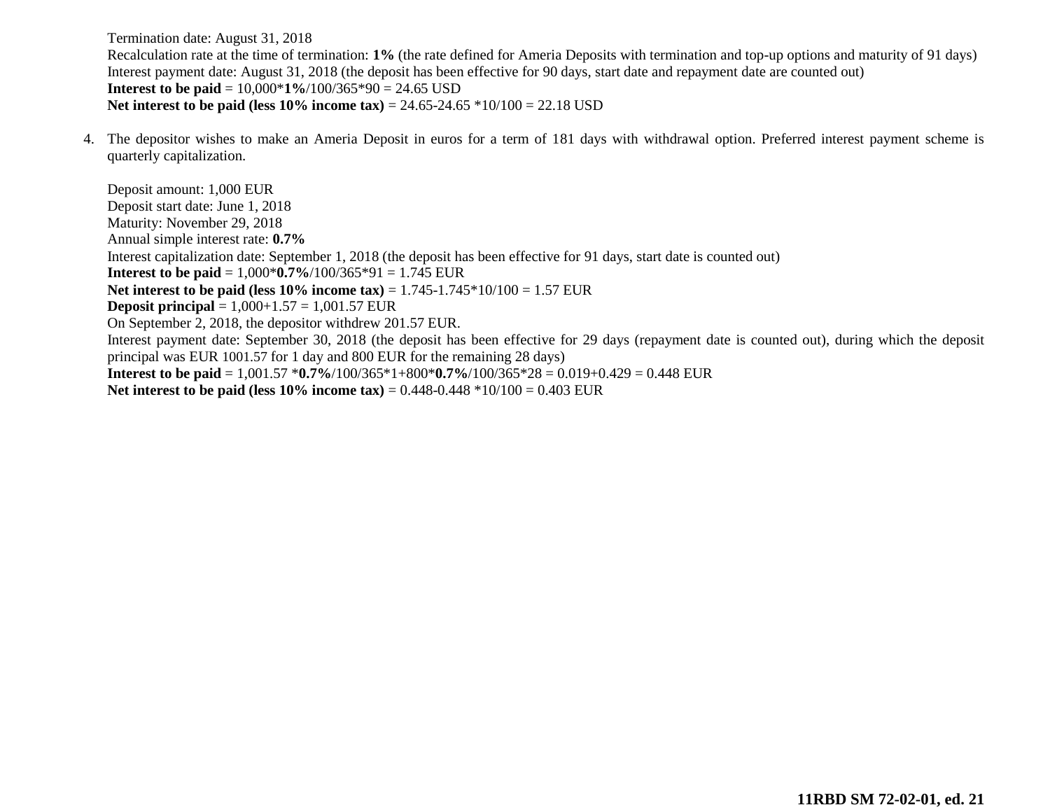Termination date: August 31, 2018
Recalculation rate at the time of termination: **1%** (the rate defined for Ameria Deposits with termination and top-up options and maturity of 91 days)
Interest payment date: August 31, 2018 (the deposit has been effective for 90 days, start date and repayment date are counted out)
**Interest to be paid** = 10,000\***1%**/100/365\*90 = 24.65 USD
**Net interest to be paid (less 10% income tax)** = 24.65-24.65 \*10/100 = 22.18 USD

4. The depositor wishes to make an Ameria Deposit in euros for a term of 181 days with withdrawal option. Preferred interest payment scheme is quarterly capitalization.

   Deposit amount: 1,000 EUR
   Deposit start date: June 1, 2018
   Maturity: November 29, 2018
   Annual simple interest rate: **0.7%**
   Interest capitalization date: September 1, 2018 (the deposit has been effective for 91 days, start date is counted out)
   **Interest to be paid** = 1,000\***0.7%**/100/365\*91 = 1.745 EUR
   **Net interest to be paid (less 10% income tax)** = 1.745-1.745\*10/100 = 1.57 EUR
   **Deposit principal** = 1,000+1.57 = 1,001.57 EUR
   On September 2, 2018, the depositor withdrew 201.57 EUR.
   Interest payment date: September 30, 2018 (the deposit has been effective for 29 days (repayment date is counted out), during which the deposit principal was EUR 1001.57 for 1 day and 800 EUR for the remaining 28 days)
   **Interest to be paid** = 1,001.57 \***0.7%**/100/365\*1+800\***0.7%**/100/365\*28 = 0.019+0.429 = 0.448 EUR
   **Net interest to be paid (less 10% income tax)** = 0.448-0.448 \*10/100 = 0.403 EUR